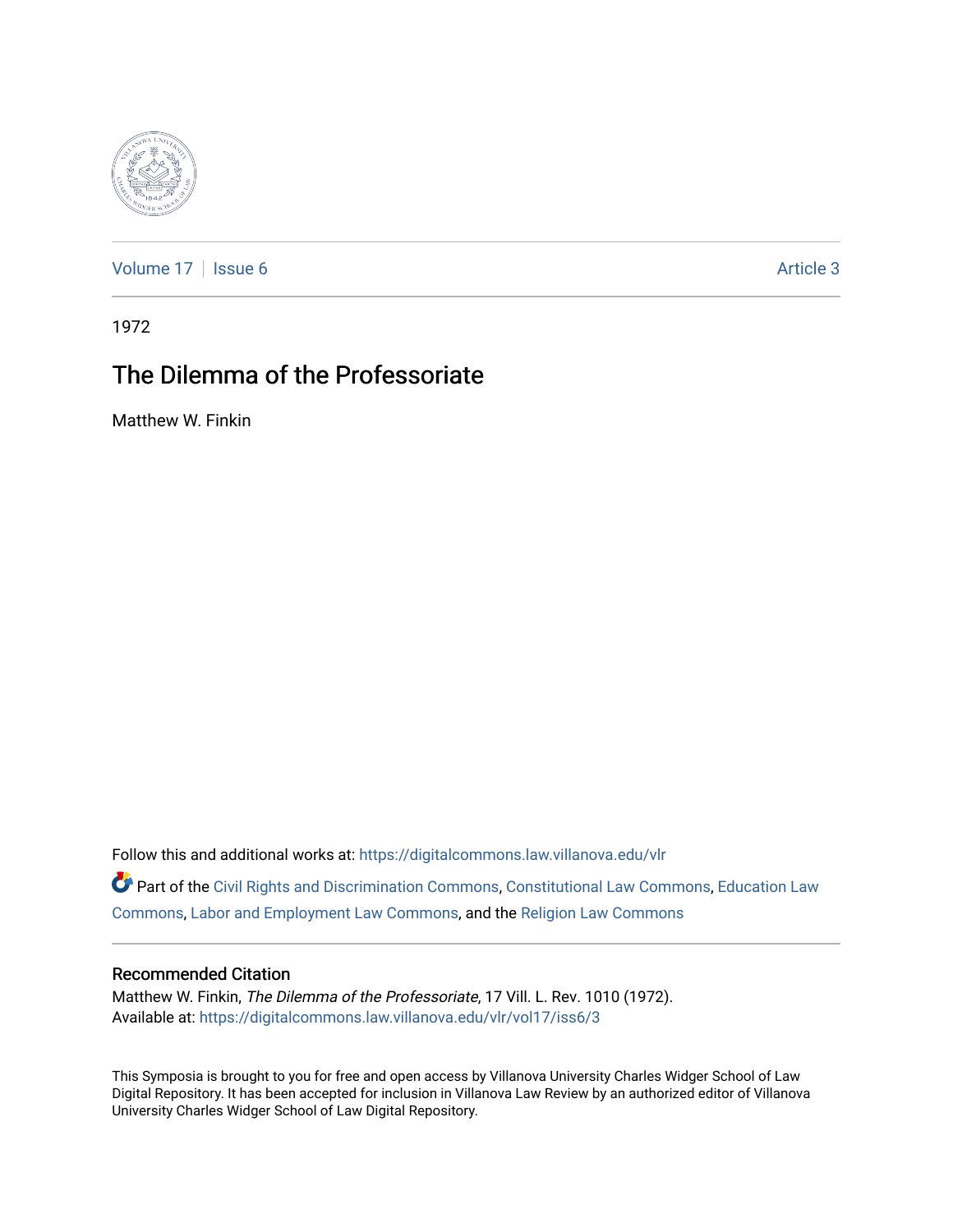Volume 17 | Issue 6 Article 3

1972

# The Dilemma of the Professoriate

Matthew W. Finkin

Follow this and additional works at: https://digitalcommons.law.villanova.edu/vlr

Part of the Civil Rights and Discrimination Commons, Constitutional Law Commons, Education Law Commons, Labor and Employment Law Commons, and the Religion Law Commons

## Recommended Citation

Matthew W. Finkin, *The Dilemma of the Professoriate*, 17 Vill. L. Rev. 1010 (1972).
Available at: https://digitalcommons.law.villanova.edu/vlr/vol17/iss6/3

This Symposia is brought to you for free and open access by Villanova University Charles Widger School of Law Digital Repository. It has been accepted for inclusion in Villanova Law Review by an authorized editor of Villanova University Charles Widger School of Law Digital Repository.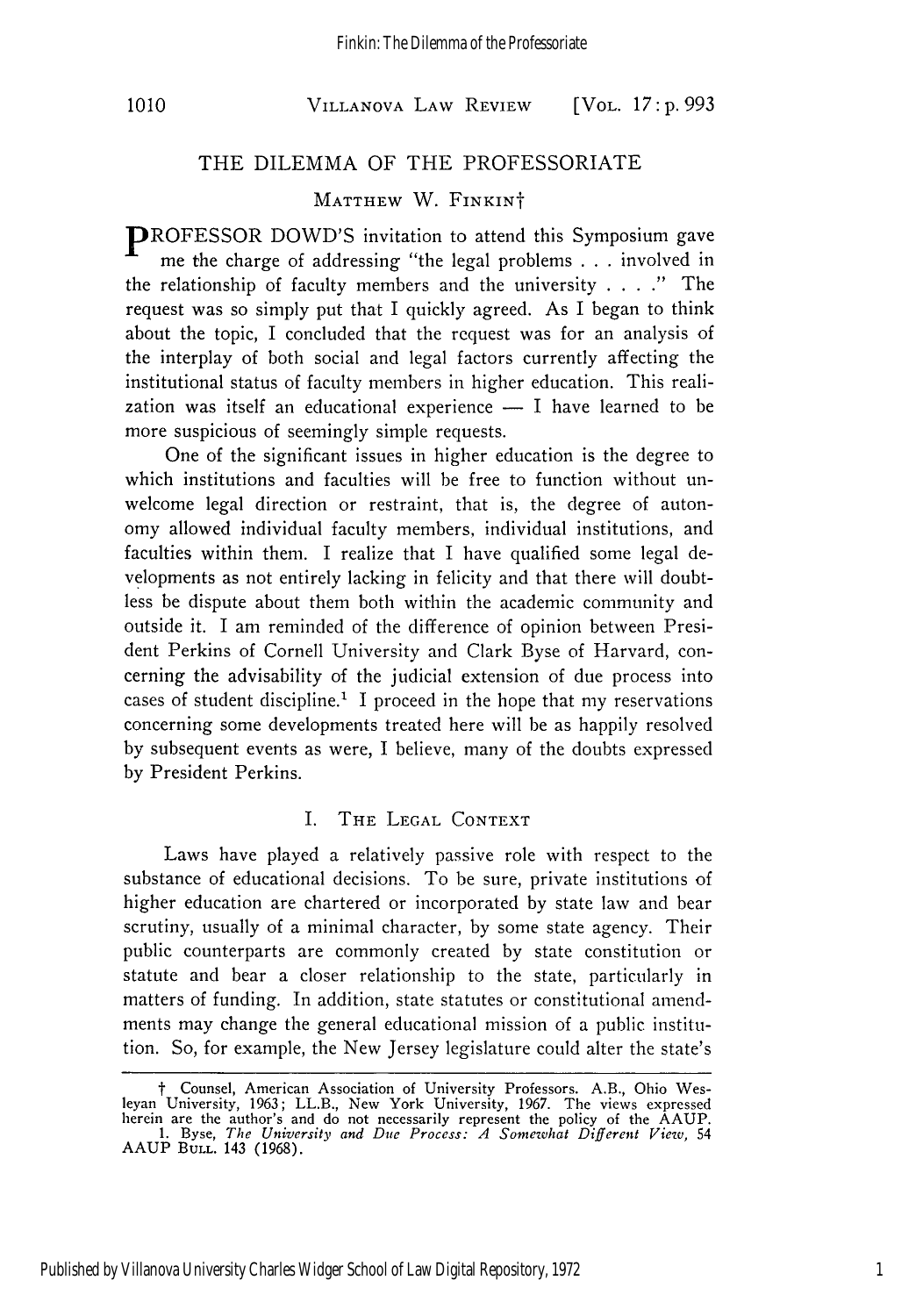# THE DILEMMA OF THE PROFESSORIATE

MATTHEW W. FINKIN†

PROFESSOR DOWD'S invitation to attend this Symposium gave me the charge of addressing "the legal problems . . . involved in the relationship of faculty members and the university . . . ." The request was so simply put that I quickly agreed. As I began to think about the topic, I concluded that the request was for an analysis of the interplay of both social and legal factors currently affecting the institutional status of faculty members in higher education. This realization was itself an educational experience — I have learned to be more suspicious of seemingly simple requests.

One of the significant issues in higher education is the degree to which institutions and faculties will be free to function without unwelcome legal direction or restraint, that is, the degree of autonomy allowed individual faculty members, individual institutions, and faculties within them. I realize that I have qualified some legal developments as not entirely lacking in felicity and that there will doubtless be dispute about them both within the academic community and outside it. I am reminded of the difference of opinion between President Perkins of Cornell University and Clark Byse of Harvard, concerning the advisability of the judicial extension of due process into cases of student discipline.[1] I proceed in the hope that my reservations concerning some developments treated here will be as happily resolved by subsequent events as were, I believe, many of the doubts expressed by President Perkins.

## I. THE LEGAL CONTEXT

Laws have played a relatively passive role with respect to the substance of educational decisions. To be sure, private institutions of higher education are chartered or incorporated by state law and bear scrutiny, usually of a minimal character, by some state agency. Their public counterparts are commonly created by state constitution or statute and bear a closer relationship to the state, particularly in matters of funding. In addition, state statutes or constitutional amendments may change the general educational mission of a public institution. So, for example, the New Jersey legislature could alter the state's

---

† Counsel, American Association of University Professors. A.B., Ohio Wesleyan University, 1963; LL.B., New York University, 1967. The views expressed herein are the author's and do not necessarily represent the policy of the AAUP.

1. Byse, *The University and Due Process: A Somewhat Different View*, 54 AAUP BULL. 143 (1968).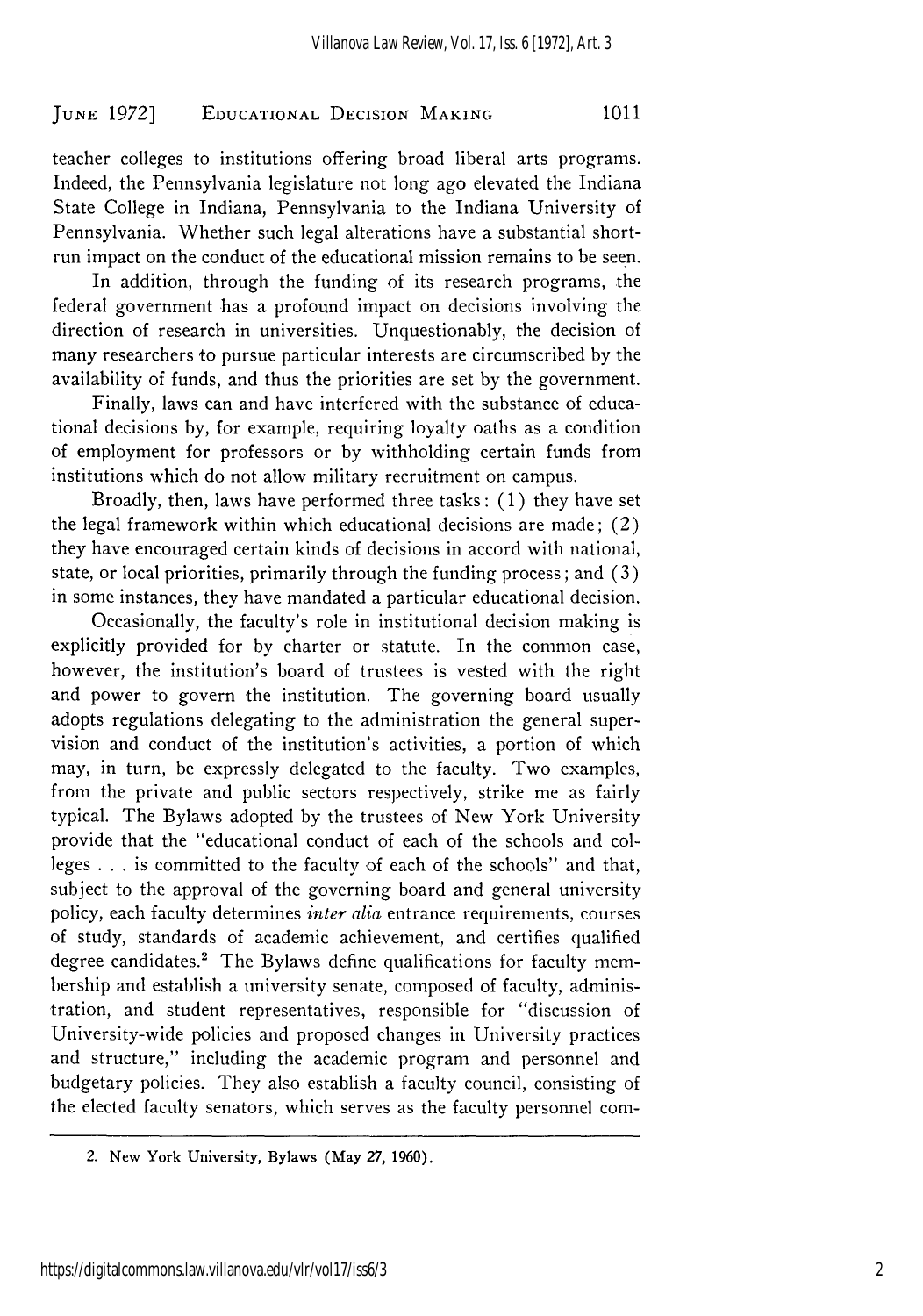teacher colleges to institutions offering broad liberal arts programs. Indeed, the Pennsylvania legislature not long ago elevated the Indiana State College in Indiana, Pennsylvania to the Indiana University of Pennsylvania. Whether such legal alterations have a substantial short-run impact on the conduct of the educational mission remains to be seen.

In addition, through the funding of its research programs, the federal government has a profound impact on decisions involving the direction of research in universities. Unquestionably, the decision of many researchers to pursue particular interests are circumscribed by the availability of funds, and thus the priorities are set by the government.

Finally, laws can and have interfered with the substance of educational decisions by, for example, requiring loyalty oaths as a condition of employment for professors or by withholding certain funds from institutions which do not allow military recruitment on campus.

Broadly, then, laws have performed three tasks: (1) they have set the legal framework within which educational decisions are made; (2) they have encouraged certain kinds of decisions in accord with national, state, or local priorities, primarily through the funding process; and (3) in some instances, they have mandated a particular educational decision.

Occasionally, the faculty's role in institutional decision making is explicitly provided for by charter or statute. In the common case, however, the institution's board of trustees is vested with the right and power to govern the institution. The governing board usually adopts regulations delegating to the administration the general supervision and conduct of the institution's activities, a portion of which may, in turn, be expressly delegated to the faculty. Two examples, from the private and public sectors respectively, strike me as fairly typical. The Bylaws adopted by the trustees of New York University provide that the "educational conduct of each of the schools and colleges . . . is committed to the faculty of each of the schools" and that, subject to the approval of the governing board and general university policy, each faculty determines *inter alia* entrance requirements, courses of study, standards of academic achievement, and certifies qualified degree candidates.[2] The Bylaws define qualifications for faculty membership and establish a university senate, composed of faculty, administration, and student representatives, responsible for "discussion of University-wide policies and proposed changes in University practices and structure," including the academic program and personnel and budgetary policies. They also establish a faculty council, consisting of the elected faculty senators, which serves as the faculty personnel com-

---

2. New York University, Bylaws (May 27, 1960).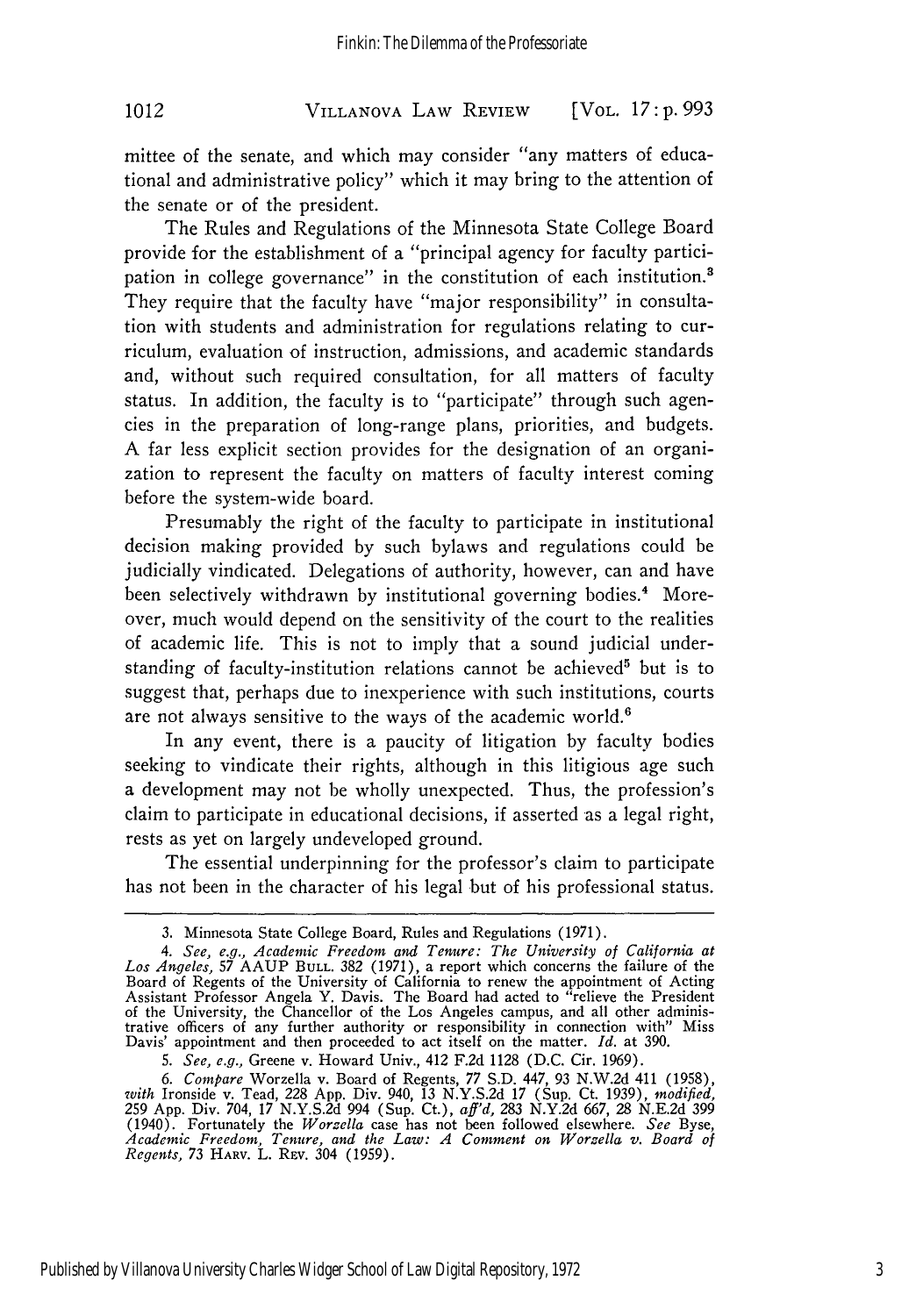mittee of the senate, and which may consider "any matters of educational and administrative policy" which it may bring to the attention of the senate or of the president.

The Rules and Regulations of the Minnesota State College Board provide for the establishment of a "principal agency for faculty participation in college governance" in the constitution of each institution.[3] They require that the faculty have "major responsibility" in consultation with students and administration for regulations relating to curriculum, evaluation of instruction, admissions, and academic standards and, without such required consultation, for all matters of faculty status. In addition, the faculty is to "participate" through such agencies in the preparation of long-range plans, priorities, and budgets. A far less explicit section provides for the designation of an organization to represent the faculty on matters of faculty interest coming before the system-wide board.

Presumably the right of the faculty to participate in institutional decision making provided by such bylaws and regulations could be judicially vindicated. Delegations of authority, however, can and have been selectively withdrawn by institutional governing bodies.[4] Moreover, much would depend on the sensitivity of the court to the realities of academic life. This is not to imply that a sound judicial understanding of faculty-institution relations cannot be achieved[5] but is to suggest that, perhaps due to inexperience with such institutions, courts are not always sensitive to the ways of the academic world.[6]

In any event, there is a paucity of litigation by faculty bodies seeking to vindicate their rights, although in this litigious age such a development may not be wholly unexpected. Thus, the profession's claim to participate in educational decisions, if asserted as a legal right, rests as yet on largely undeveloped ground.

The essential underpinning for the professor's claim to participate has not been in the character of his legal but of his professional status.

---

3. Minnesota State College Board, Rules and Regulations (1971).

4. *See, e.g., Academic Freedom and Tenure: The University of California at Los Angeles,* 57 AAUP BULL. 382 (1971), a report which concerns the failure of the Board of Regents of the University of California to renew the appointment of Acting Assistant Professor Angela Y. Davis. The Board had acted to "relieve the President of the University, the Chancellor of the Los Angeles campus, and all other administrative officers of any further authority or responsibility in connection with" Miss Davis' appointment and then proceeded to act itself on the matter. *Id.* at 390.

5. *See, e.g.,* Greene v. Howard Univ., 412 F.2d 1128 (D.C. Cir. 1969).

6. *Compare* Worzella v. Board of Regents, 77 S.D. 447, 93 N.W.2d 411 (1958), *with* Ironside v. Tead, 228 App. Div. 940, 13 N.Y.S.2d 17 (Sup. Ct. 1939), *modified,* 259 App. Div. 704, 17 N.Y.S.2d 994 (Sup. Ct.), *aff'd,* 283 N.Y.2d 667, 28 N.E.2d 399 (1940). Fortunately the *Worzella* case has not been followed elsewhere. *See* Byse, *Academic Freedom, Tenure, and the Law: A Comment on Worzella v. Board of Regents,* 73 HARV. L. REV. 304 (1959).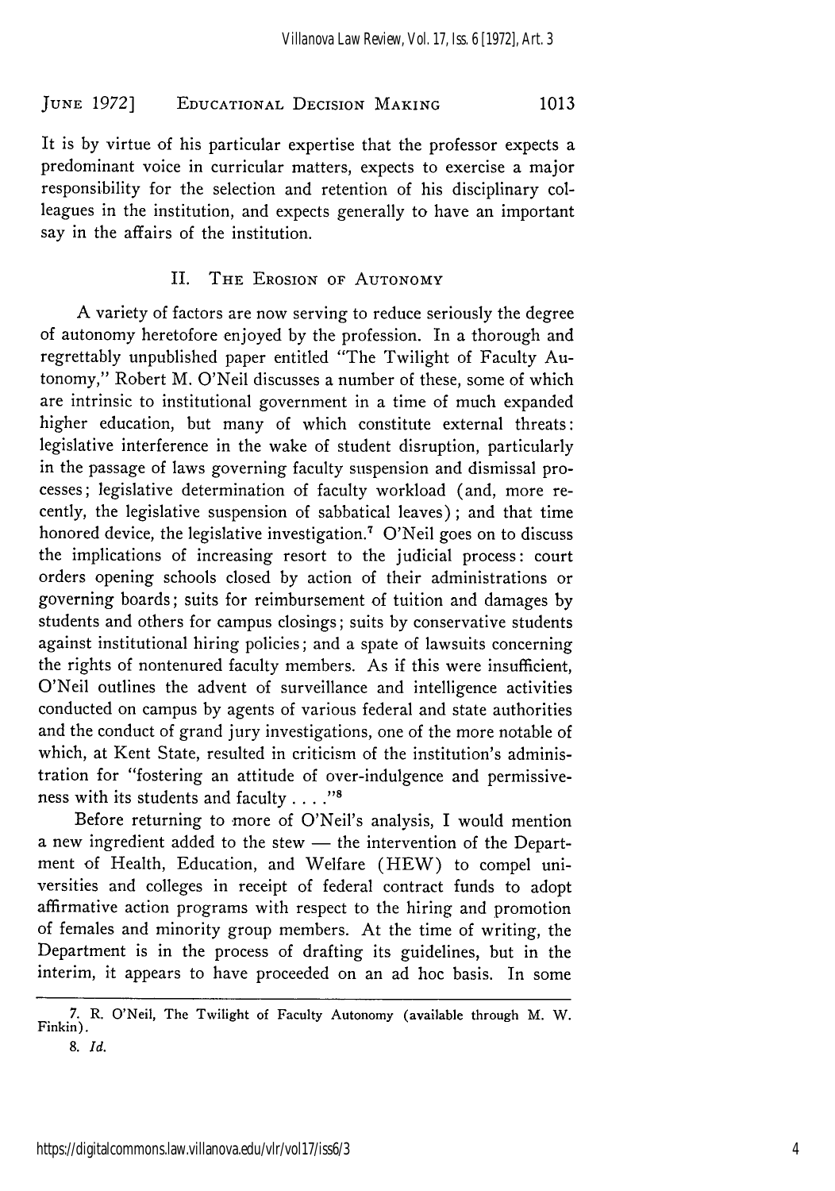It is by virtue of his particular expertise that the professor expects a predominant voice in curricular matters, expects to exercise a major responsibility for the selection and retention of his disciplinary colleagues in the institution, and expects generally to have an important say in the affairs of the institution.

## II. The Erosion of Autonomy

A variety of factors are now serving to reduce seriously the degree of autonomy heretofore enjoyed by the profession. In a thorough and regrettably unpublished paper entitled "The Twilight of Faculty Autonomy," Robert M. O'Neil discusses a number of these, some of which are intrinsic to institutional government in a time of much expanded higher education, but many of which constitute external threats: legislative interference in the wake of student disruption, particularly in the passage of laws governing faculty suspension and dismissal processes; legislative determination of faculty workload (and, more recently, the legislative suspension of sabbatical leaves); and that time honored device, the legislative investigation.[7] O'Neil goes on to discuss the implications of increasing resort to the judicial process: court orders opening schools closed by action of their administrations or governing boards; suits for reimbursement of tuition and damages by students and others for campus closings; suits by conservative students against institutional hiring policies; and a spate of lawsuits concerning the rights of nontenured faculty members. As if this were insufficient, O'Neil outlines the advent of surveillance and intelligence activities conducted on campus by agents of various federal and state authorities and the conduct of grand jury investigations, one of the more notable of which, at Kent State, resulted in criticism of the institution's administration for "fostering an attitude of over-indulgence and permissiveness with its students and faculty . . . ."[8]

Before returning to more of O'Neil's analysis, I would mention a new ingredient added to the stew — the intervention of the Department of Health, Education, and Welfare (HEW) to compel universities and colleges in receipt of federal contract funds to adopt affirmative action programs with respect to the hiring and promotion of females and minority group members. At the time of writing, the Department is in the process of drafting its guidelines, but in the interim, it appears to have proceeded on an ad hoc basis. In some

---

7. R. O'Neil, The Twilight of Faculty Autonomy (available through M. W. Finkin).

8. *Id.*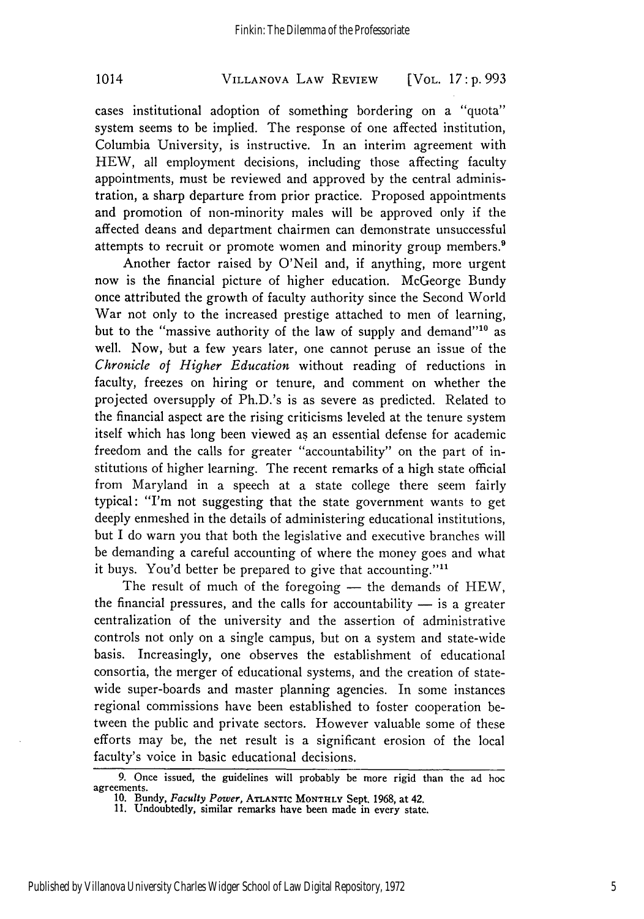cases institutional adoption of something bordering on a "quota" system seems to be implied. The response of one affected institution, Columbia University, is instructive. In an interim agreement with HEW, all employment decisions, including those affecting faculty appointments, must be reviewed and approved by the central administration, a sharp departure from prior practice. Proposed appointments and promotion of non-minority males will be approved only if the affected deans and department chairmen can demonstrate unsuccessful attempts to recruit or promote women and minority group members.[9]

Another factor raised by O'Neil and, if anything, more urgent now is the financial picture of higher education. McGeorge Bundy once attributed the growth of faculty authority since the Second World War not only to the increased prestige attached to men of learning, but to the "massive authority of the law of supply and demand"[10] as well. Now, but a few years later, one cannot peruse an issue of the *Chronicle of Higher Education* without reading of reductions in faculty, freezes on hiring or tenure, and comment on whether the projected oversupply of Ph.D.'s is as severe as predicted. Related to the financial aspect are the rising criticisms leveled at the tenure system itself which has long been viewed as an essential defense for academic freedom and the calls for greater "accountability" on the part of institutions of higher learning. The recent remarks of a high state official from Maryland in a speech at a state college there seem fairly typical: "I'm not suggesting that the state government wants to get deeply enmeshed in the details of administering educational institutions, but I do warn you that both the legislative and executive branches will be demanding a careful accounting of where the money goes and what it buys. You'd better be prepared to give that accounting."[11]

The result of much of the foregoing — the demands of HEW, the financial pressures, and the calls for accountability — is a greater centralization of the university and the assertion of administrative controls not only on a single campus, but on a system and state-wide basis. Increasingly, one observes the establishment of educational consortia, the merger of educational systems, and the creation of state-wide super-boards and master planning agencies. In some instances regional commissions have been established to foster cooperation between the public and private sectors. However valuable some of these efforts may be, the net result is a significant erosion of the local faculty's voice in basic educational decisions.

---

9. Once issued, the guidelines will probably be more rigid than the ad hoc agreements.

10. Bundy, *Faculty Power*, ATLANTIC MONTHLY Sept. 1968, at 42.

11. Undoubtedly, similar remarks have been made in every state.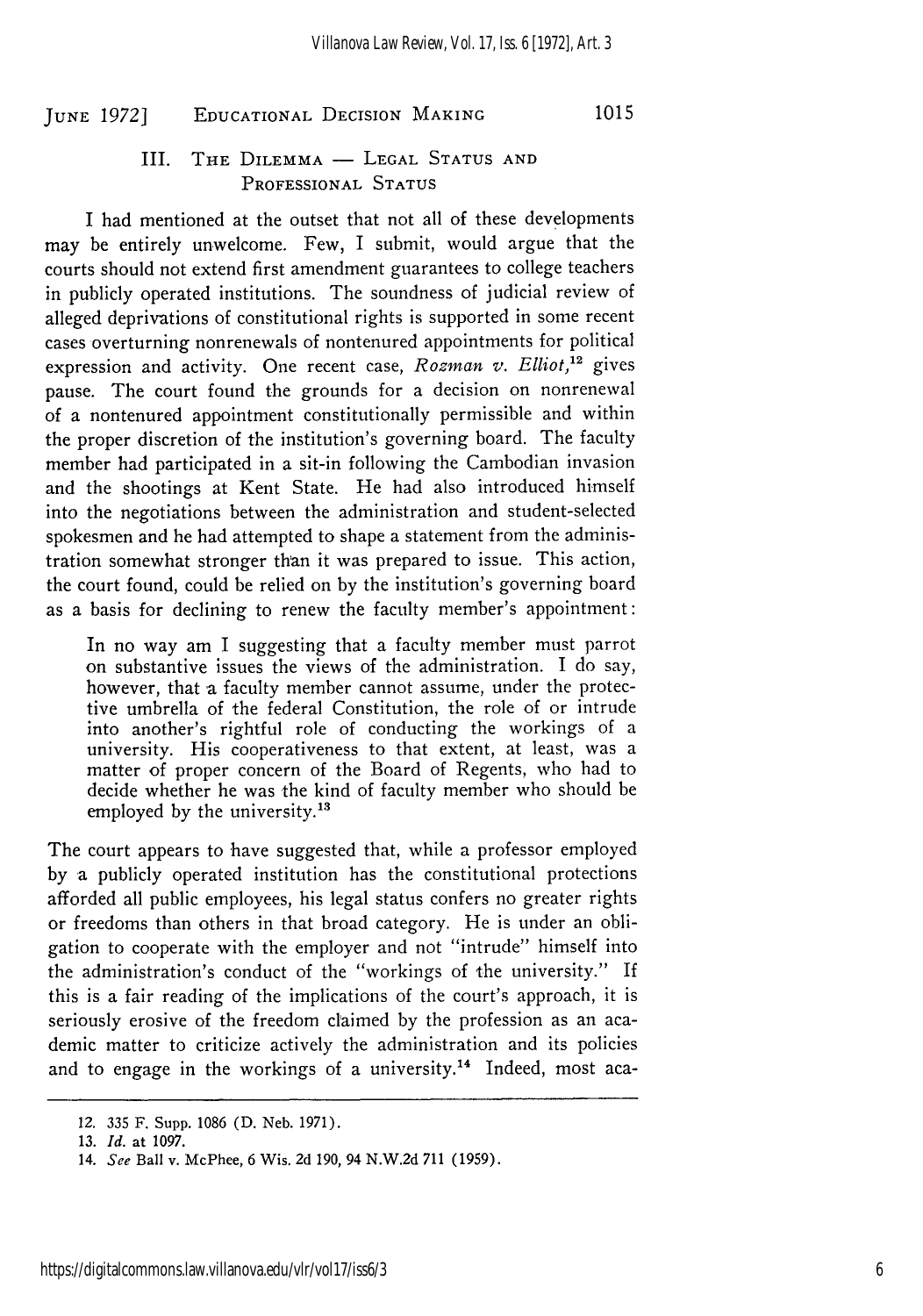## III. The Dilemma — Legal Status and Professional Status

I had mentioned at the outset that not all of these developments may be entirely unwelcome. Few, I submit, would argue that the courts should not extend first amendment guarantees to college teachers in publicly operated institutions. The soundness of judicial review of alleged deprivations of constitutional rights is supported in some recent cases overturning nonrenewals of nontenured appointments for political expression and activity. One recent case, *Rozman v. Elliot*,[12] gives pause. The court found the grounds for a decision on nonrenewal of a nontenured appointment constitutionally permissible and within the proper discretion of the institution's governing board. The faculty member had participated in a sit-in following the Cambodian invasion and the shootings at Kent State. He had also introduced himself into the negotiations between the administration and student-selected spokesmen and he had attempted to shape a statement from the administration somewhat stronger than it was prepared to issue. This action, the court found, could be relied on by the institution's governing board as a basis for declining to renew the faculty member's appointment:

> In no way am I suggesting that a faculty member must parrot on substantive issues the views of the administration. I do say, however, that a faculty member cannot assume, under the protective umbrella of the federal Constitution, the role of or intrude into another's rightful role of conducting the workings of a university. His cooperativeness to that extent, at least, was a matter of proper concern of the Board of Regents, who had to decide whether he was the kind of faculty member who should be employed by the university.[13]

The court appears to have suggested that, while a professor employed by a publicly operated institution has the constitutional protections afforded all public employees, his legal status confers no greater rights or freedoms than others in that broad category. He is under an obligation to cooperate with the employer and not "intrude" himself into the administration's conduct of the "workings of the university." If this is a fair reading of the implications of the court's approach, it is seriously erosive of the freedom claimed by the profession as an academic matter to criticize actively the administration and its policies and to engage in the workings of a university.[14] Indeed, most aca-

---

12. 335 F. Supp. 1086 (D. Neb. 1971).

13. *Id.* at 1097.

14. *See* Ball v. McPhee, 6 Wis. 2d 190, 94 N.W.2d 711 (1959).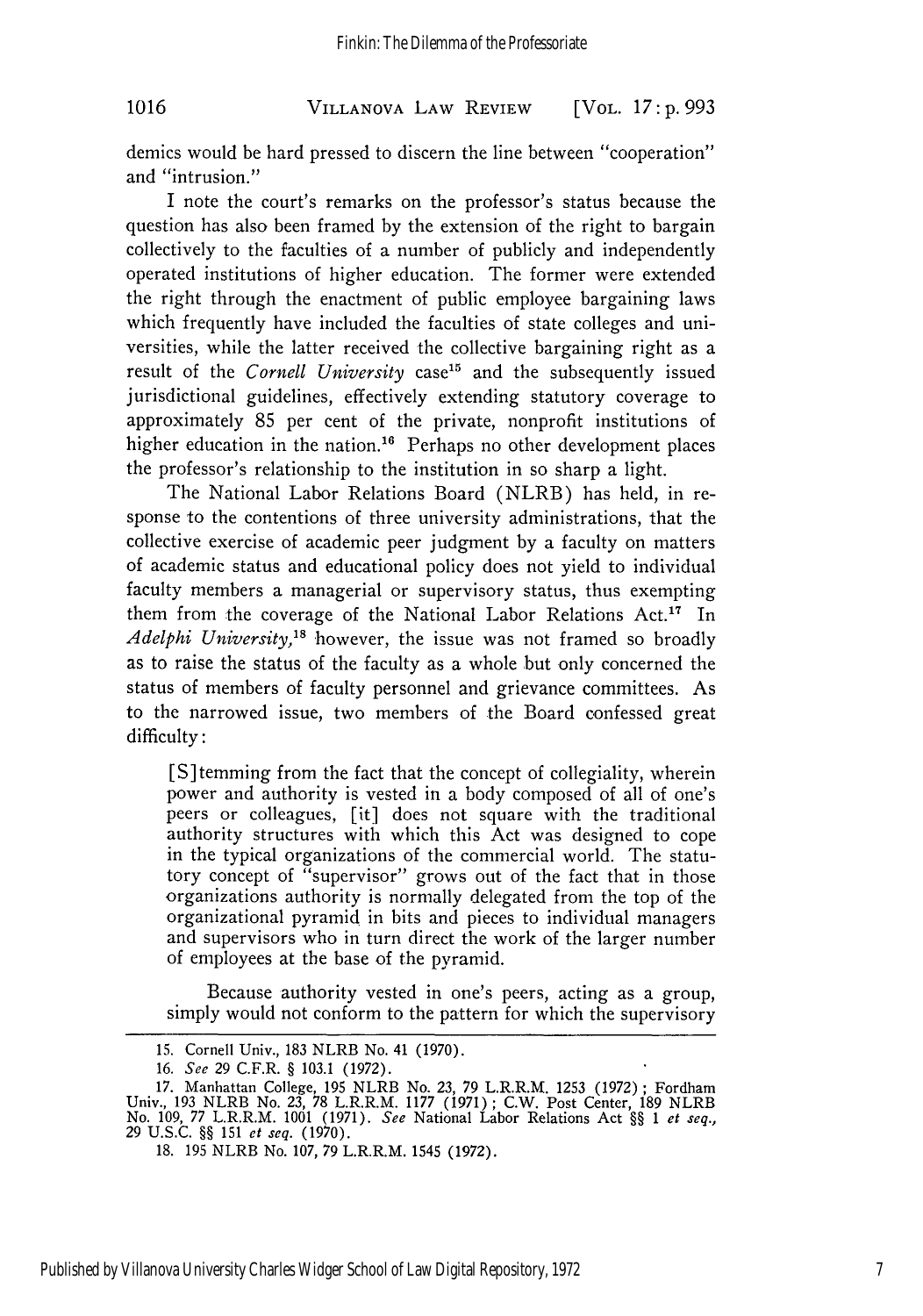demics would be hard pressed to discern the line between "cooperation" and "intrusion."

I note the court's remarks on the professor's status because the question has also been framed by the extension of the right to bargain collectively to the faculties of a number of publicly and independently operated institutions of higher education. The former were extended the right through the enactment of public employee bargaining laws which frequently have included the faculties of state colleges and universities, while the latter received the collective bargaining right as a result of the *Cornell University* case[15] and the subsequently issued jurisdictional guidelines, effectively extending statutory coverage to approximately 85 per cent of the private, nonprofit institutions of higher education in the nation.[16] Perhaps no other development places the professor's relationship to the institution in so sharp a light.

The National Labor Relations Board (NLRB) has held, in response to the contentions of three university administrations, that the collective exercise of academic peer judgment by a faculty on matters of academic status and educational policy does not yield to individual faculty members a managerial or supervisory status, thus exempting them from the coverage of the National Labor Relations Act.[17] In *Adelphi University*,[18] however, the issue was not framed so broadly as to raise the status of the faculty as a whole but only concerned the status of members of faculty personnel and grievance committees. As to the narrowed issue, two members of the Board confessed great difficulty:

> [S]temming from the fact that the concept of collegiality, wherein power and authority is vested in a body composed of all of one's peers or colleagues, [it] does not square with the traditional authority structures with which this Act was designed to cope in the typical organizations of the commercial world. The statutory concept of "supervisor" grows out of the fact that in those organizations authority is normally delegated from the top of the organizational pyramid in bits and pieces to individual managers and supervisors who in turn direct the work of the larger number of employees at the base of the pyramid.
>
> Because authority vested in one's peers, acting as a group, simply would not conform to the pattern for which the supervisory

---

15. Cornell Univ., 183 NLRB No. 41 (1970).

16. *See* 29 C.F.R. § 103.1 (1972).

17. Manhattan College, 195 NLRB No. 23, 79 L.R.R.M. 1253 (1972); Fordham Univ., 193 NLRB No. 23, 78 L.R.R.M. 1177 (1971); C.W. Post Center, 189 NLRB No. 109, 77 L.R.R.M. 1001 (1971). *See* National Labor Relations Act §§ 1 *et seq.*, 29 U.S.C. §§ 151 *et seq.* (1970).

18. 195 NLRB No. 107, 79 L.R.R.M. 1545 (1972).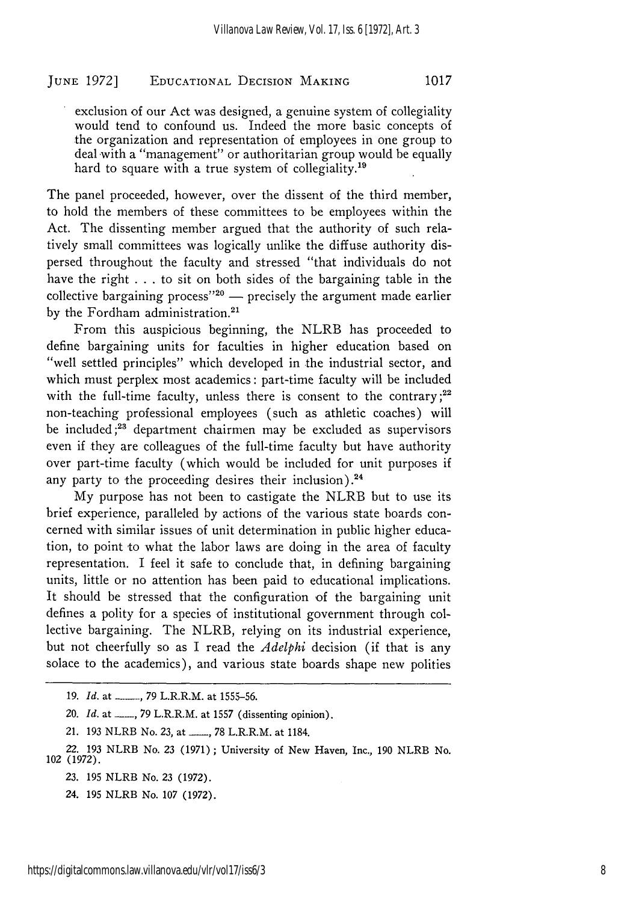exclusion of our Act was designed, a genuine system of collegiality would tend to confound us. Indeed the more basic concepts of the organization and representation of employees in one group to deal with a "management" or authoritarian group would be equally hard to square with a true system of collegiality.[19]

The panel proceeded, however, over the dissent of the third member, to hold the members of these committees to be employees within the Act. The dissenting member argued that the authority of such relatively small committees was logically unlike the diffuse authority dispersed throughout the faculty and stressed "that individuals do not have the right . . . to sit on both sides of the bargaining table in the collective bargaining process"[20] — precisely the argument made earlier by the Fordham administration.[21]

From this auspicious beginning, the NLRB has proceeded to define bargaining units for faculties in higher education based on "well settled principles" which developed in the industrial sector, and which must perplex most academics: part-time faculty will be included with the full-time faculty, unless there is consent to the contrary;[22] non-teaching professional employees (such as athletic coaches) will be included;[23] department chairmen may be excluded as supervisors even if they are colleagues of the full-time faculty but have authority over part-time faculty (which would be included for unit purposes if any party to the proceeding desires their inclusion).[24]

My purpose has not been to castigate the NLRB but to use its brief experience, paralleled by actions of the various state boards concerned with similar issues of unit determination in public higher education, to point to what the labor laws are doing in the area of faculty representation. I feel it safe to conclude that, in defining bargaining units, little or no attention has been paid to educational implications. It should be stressed that the configuration of the bargaining unit defines a polity for a species of institutional government through collective bargaining. The NLRB, relying on its industrial experience, but not cheerfully so as I read the *Adelphi* decision (if that is any solace to the academics), and various state boards shape new polities

---

19. *Id.* at \_\_\_, 79 L.R.R.M. at 1555–56.

20. *Id.* at \_\_\_, 79 L.R.R.M. at 1557 (dissenting opinion).

21. 193 NLRB No. 23, at \_\_\_, 78 L.R.R.M. at 1184.

22. 193 NLRB No. 23 (1971); University of New Haven, Inc., 190 NLRB No. 102 (1972).

23. 195 NLRB No. 23 (1972).

24. 195 NLRB No. 107 (1972).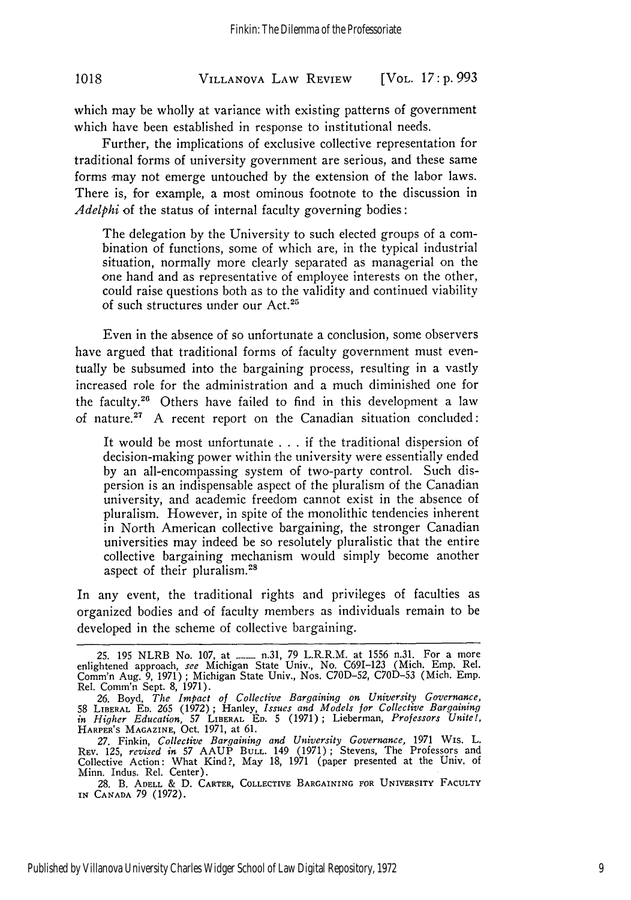which may be wholly at variance with existing patterns of government which have been established in response to institutional needs.

Further, the implications of exclusive collective representation for traditional forms of university government are serious, and these same forms may not emerge untouched by the extension of the labor laws. There is, for example, a most ominous footnote to the discussion in *Adelphi* of the status of internal faculty governing bodies:

> The delegation by the University to such elected groups of a combination of functions, some of which are, in the typical industrial situation, normally more clearly separated as managerial on the one hand and as representative of employee interests on the other, could raise questions both as to the validity and continued viability of such structures under our Act.[25]

Even in the absence of so unfortunate a conclusion, some observers have argued that traditional forms of faculty government must eventually be subsumed into the bargaining process, resulting in a vastly increased role for the administration and a much diminished one for the faculty.[26] Others have failed to find in this development a law of nature.[27] A recent report on the Canadian situation concluded:

> It would be most unfortunate . . . if the traditional dispersion of decision-making power within the university were essentially ended by an all-encompassing system of two-party control. Such dispersion is an indispensable aspect of the pluralism of the Canadian university, and academic freedom cannot exist in the absence of pluralism. However, in spite of the monolithic tendencies inherent in North American collective bargaining, the stronger Canadian universities may indeed be so resolutely pluralistic that the entire collective bargaining mechanism would simply become another aspect of their pluralism.[28]

In any event, the traditional rights and privileges of faculties as organized bodies and of faculty members as individuals remain to be developed in the scheme of collective bargaining.

---

25. 195 NLRB No. 107, at \_\_\_\_ n.31, 79 L.R.R.M. at 1556 n.31. For a more enlightened approach, *see* Michigan State Univ., No. C69I-123 (Mich. Emp. Rel. Comm'n Aug. 9, 1971); Michigan State Univ., Nos. C70D-52, C70D-53 (Mich. Emp. Rel. Comm'n Sept. 8, 1971).

26. Boyd, *The Impact of Collective Bargaining on University Governance*, 58 LIBERAL ED. 265 (1972); Hanley, *Issues and Models for Collective Bargaining in Higher Education*, 57 LIBERAL ED. 5 (1971); Lieberman, *Professors Unite!*, HARPER'S MAGAZINE, Oct. 1971, at 61.

27. Finkin, *Collective Bargaining and University Governance*, 1971 WIS. L. REV. 125, *revised in* 57 AAUP BULL. 149 (1971); Stevens, The Professors and Collective Action: What Kind?, May 18, 1971 (paper presented at the Univ. of Minn. Indus. Rel. Center).

28. B. ADELL & D. CARTER, COLLECTIVE BARGAINING FOR UNIVERSITY FACULTY IN CANADA 79 (1972).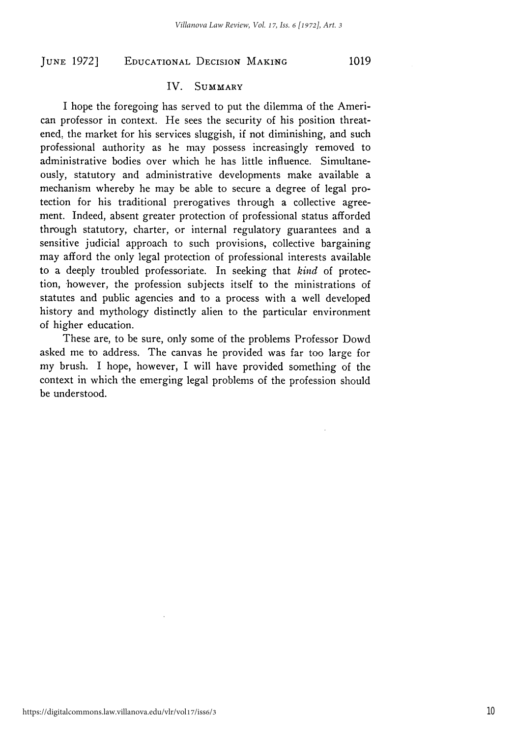## IV. SUMMARY

I hope the foregoing has served to put the dilemma of the American professor in context. He sees the security of his position threatened, the market for his services sluggish, if not diminishing, and such professional authority as he may possess increasingly removed to administrative bodies over which he has little influence. Simultaneously, statutory and administrative developments make available a mechanism whereby he may be able to secure a degree of legal protection for his traditional prerogatives through a collective agreement. Indeed, absent greater protection of professional status afforded through statutory, charter, or internal regulatory guarantees and a sensitive judicial approach to such provisions, collective bargaining may afford the only legal protection of professional interests available to a deeply troubled professoriate. In seeking that *kind* of protection, however, the profession subjects itself to the ministrations of statutes and public agencies and to a process with a well developed history and mythology distinctly alien to the particular environment of higher education.

These are, to be sure, only some of the problems Professor Dowd asked me to address. The canvas he provided was far too large for my brush. I hope, however, I will have provided something of the context in which the emerging legal problems of the profession should be understood.